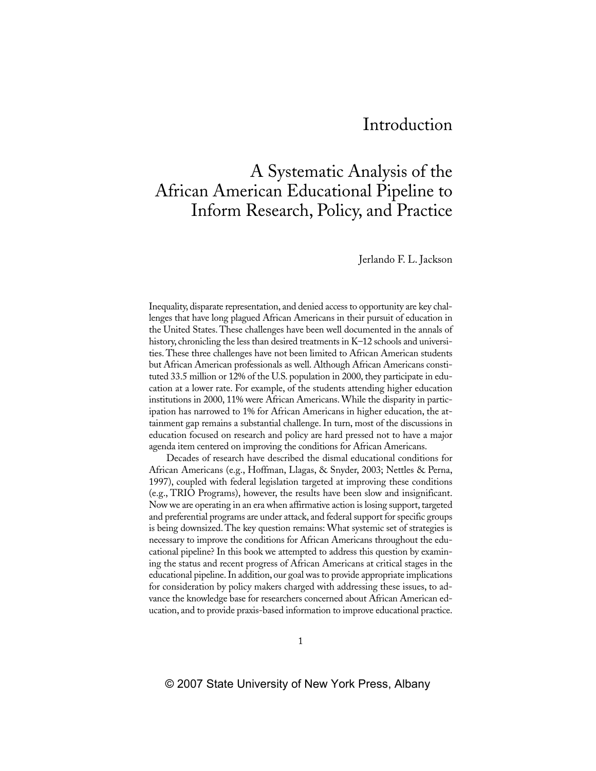# Introduction

## A Systematic Analysis of the African American Educational Pipeline to Inform Research, Policy, and Practice

Jerlando F. L. Jackson

Inequality, disparate representation, and denied access to opportunity are key challenges that have long plagued African Americans in their pursuit of education in the United States. These challenges have been well documented in the annals of history, chronicling the less than desired treatments in K–12 schools and universities. These three challenges have not been limited to African American students but African American professionals as well. Although African Americans constituted 33.5 million or 12% of the U.S. population in 2000, they participate in education at a lower rate. For example, of the students attending higher education institutions in 2000, 11% were African Americans. While the disparity in participation has narrowed to 1% for African Americans in higher education, the attainment gap remains a substantial challenge. In turn, most of the discussions in education focused on research and policy are hard pressed not to have a major agenda item centered on improving the conditions for African Americans.

Decades of research have described the dismal educational conditions for African Americans (e.g., Hoffman, Llagas, & Snyder, 2003; Nettles & Perna, 1997), coupled with federal legislation targeted at improving these conditions (e.g., TRIO Programs), however, the results have been slow and insignificant. Now we are operating in an era when affirmative action is losing support, targeted and preferential programs are under attack, and federal support for specific groups is being downsized. The key question remains: What systemic set of strategies is necessary to improve the conditions for African Americans throughout the educational pipeline? In this book we attempted to address this question by examining the status and recent progress of African Americans at critical stages in the educational pipeline. In addition, our goal was to provide appropriate implications for consideration by policy makers charged with addressing these issues, to advance the knowledge base for researchers concerned about African American education, and to provide praxis-based information to improve educational practice.

© 2007 State University of New York Press, Albany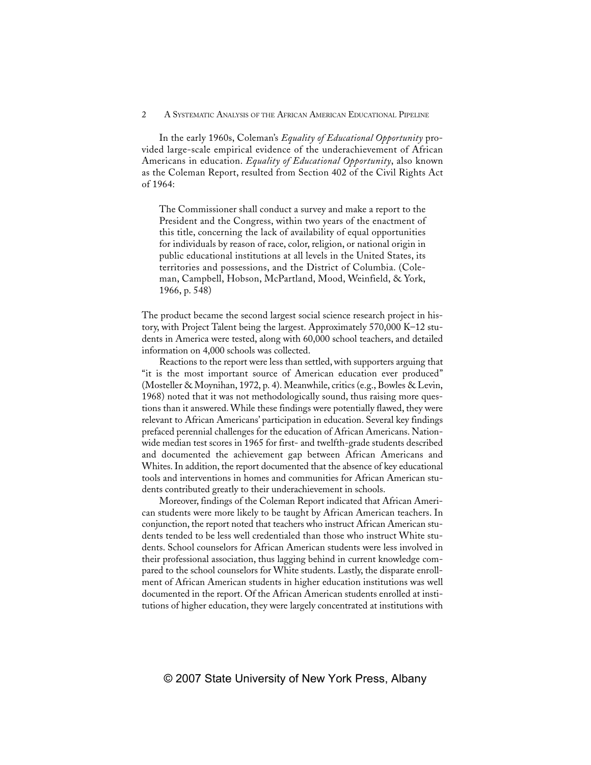In the early 1960s, Coleman's *Equality of Educational Opportunity* provided large-scale empirical evidence of the underachievement of African Americans in education. *Equality of Educational Opportunity*, also known as the Coleman Report, resulted from Section 402 of the Civil Rights Act of 1964:

> The Commissioner shall conduct a survey and make a report to the President and the Congress, within two years of the enactment of this title, concerning the lack of availability of equal opportunities for individuals by reason of race, color, religion, or national origin in public educational institutions at all levels in the United States, its territories and possessions, and the District of Columbia. (Coleman, Campbell, Hobson, McPartland, Mood, Weinfield, & York, 1966, p. 548)

The product became the second largest social science research project in history, with Project Talent being the largest. Approximately 570,000 K–12 students in America were tested, along with 60,000 school teachers, and detailed information on 4,000 schools was collected.

Reactions to the report were less than settled, with supporters arguing that "it is the most important source of American education ever produced" (Mosteller & Moynihan, 1972, p. 4). Meanwhile, critics (e.g., Bowles & Levin, 1968) noted that it was not methodologically sound, thus raising more questions than it answered. While these findings were potentially flawed, they were relevant to African Americans' participation in education. Several key findings prefaced perennial challenges for the education of African Americans. Nationwide median test scores in 1965 for first- and twelfth-grade students described and documented the achievement gap between African Americans and Whites. In addition, the report documented that the absence of key educational tools and interventions in homes and communities for African American students contributed greatly to their underachievement in schools.

Moreover, findings of the Coleman Report indicated that African American students were more likely to be taught by African American teachers. In conjunction, the report noted that teachers who instruct African American students tended to be less well credentialed than those who instruct White students. School counselors for African American students were less involved in their professional association, thus lagging behind in current knowledge compared to the school counselors for White students. Lastly, the disparate enrollment of African American students in higher education institutions was well documented in the report. Of the African American students enrolled at institutions of higher education, they were largely concentrated at institutions with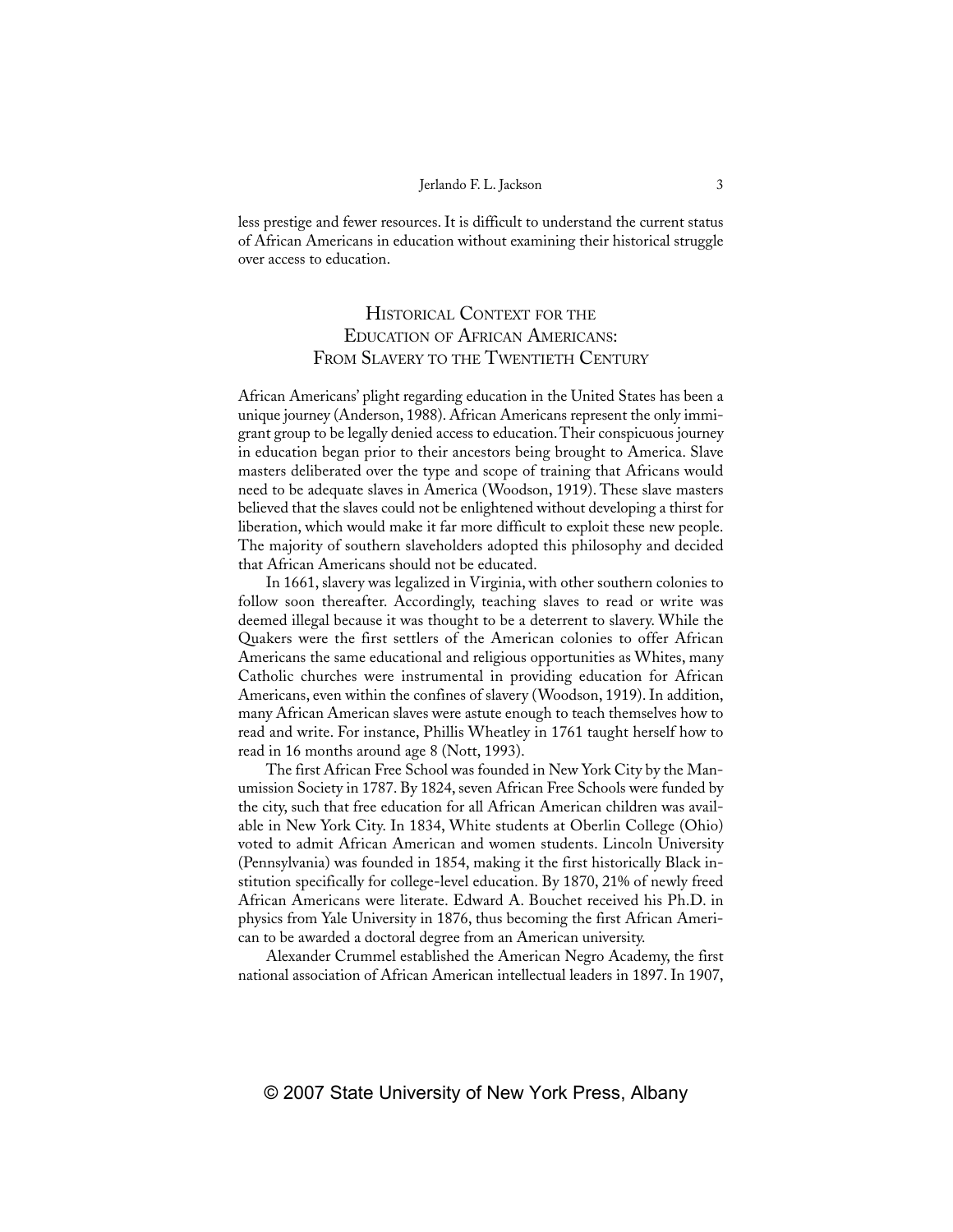less prestige and fewer resources. It is difficult to understand the current status of African Americans in education without examining their historical struggle over access to education.

## Historical Context for the Education of African Americans: From Slavery to the Twentieth Century

African Americans' plight regarding education in the United States has been a unique journey (Anderson, 1988). African Americans represent the only immigrant group to be legally denied access to education. Their conspicuous journey in education began prior to their ancestors being brought to America. Slave masters deliberated over the type and scope of training that Africans would need to be adequate slaves in America (Woodson, 1919). These slave masters believed that the slaves could not be enlightened without developing a thirst for liberation, which would make it far more difficult to exploit these new people. The majority of southern slaveholders adopted this philosophy and decided that African Americans should not be educated.

In 1661, slavery was legalized in Virginia, with other southern colonies to follow soon thereafter. Accordingly, teaching slaves to read or write was deemed illegal because it was thought to be a deterrent to slavery. While the Quakers were the first settlers of the American colonies to offer African Americans the same educational and religious opportunities as Whites, many Catholic churches were instrumental in providing education for African Americans, even within the confines of slavery (Woodson, 1919). In addition, many African American slaves were astute enough to teach themselves how to read and write. For instance, Phillis Wheatley in 1761 taught herself how to read in 16 months around age 8 (Nott, 1993).

The first African Free School was founded in New York City by the Manumission Society in 1787. By 1824, seven African Free Schools were funded by the city, such that free education for all African American children was available in New York City. In 1834, White students at Oberlin College (Ohio) voted to admit African American and women students. Lincoln University (Pennsylvania) was founded in 1854, making it the first historically Black institution specifically for college-level education. By 1870, 21% of newly freed African Americans were literate. Edward A. Bouchet received his Ph.D. in physics from Yale University in 1876, thus becoming the first African American to be awarded a doctoral degree from an American university.

Alexander Crummel established the American Negro Academy, the first national association of African American intellectual leaders in 1897. In 1907,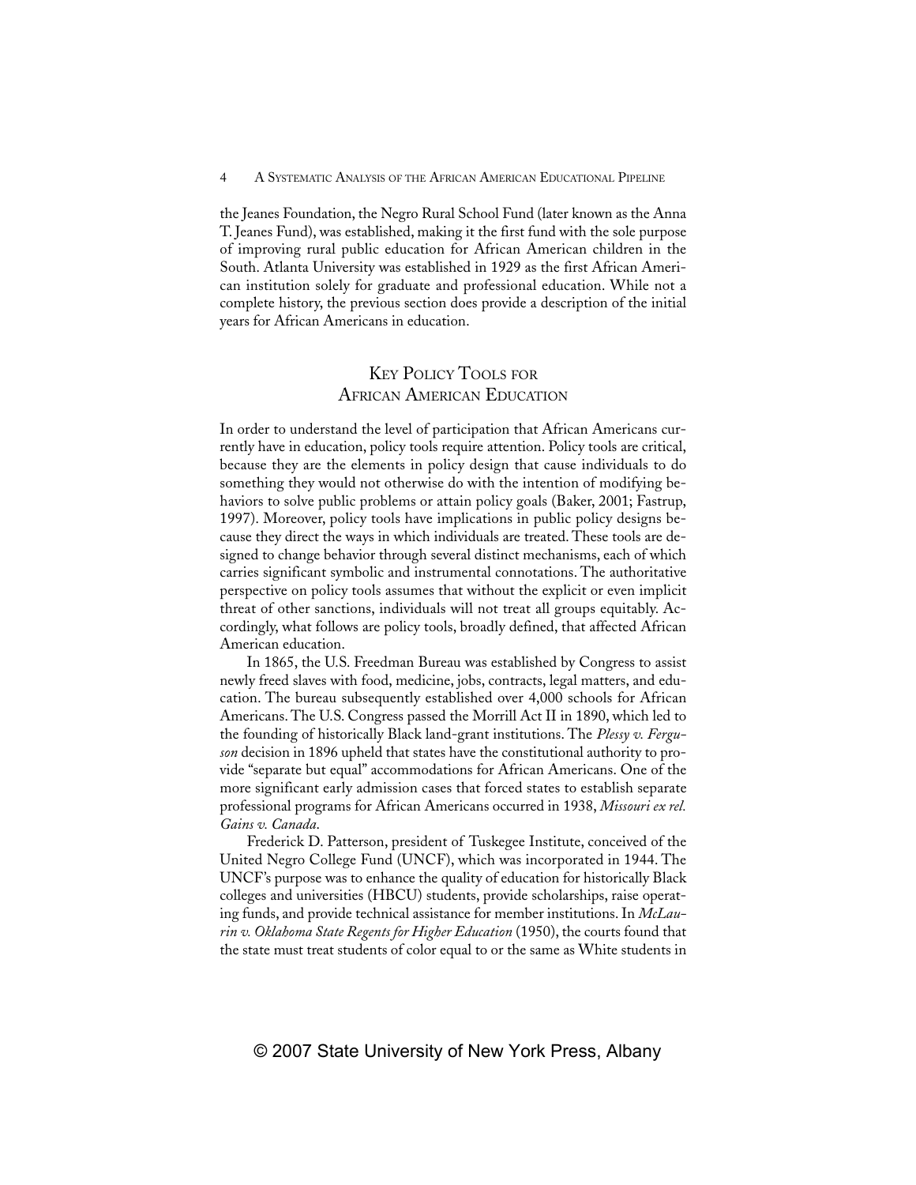the Jeanes Foundation, the Negro Rural School Fund (later known as the Anna T. Jeanes Fund), was established, making it the first fund with the sole purpose of improving rural public education for African American children in the South. Atlanta University was established in 1929 as the first African American institution solely for graduate and professional education. While not a complete history, the previous section does provide a description of the initial years for African Americans in education.

## Key Policy Tools for African American Education

In order to understand the level of participation that African Americans currently have in education, policy tools require attention. Policy tools are critical, because they are the elements in policy design that cause individuals to do something they would not otherwise do with the intention of modifying behaviors to solve public problems or attain policy goals (Baker, 2001; Fastrup, 1997). Moreover, policy tools have implications in public policy designs because they direct the ways in which individuals are treated. These tools are designed to change behavior through several distinct mechanisms, each of which carries significant symbolic and instrumental connotations. The authoritative perspective on policy tools assumes that without the explicit or even implicit threat of other sanctions, individuals will not treat all groups equitably. Accordingly, what follows are policy tools, broadly defined, that affected African American education.

In 1865, the U.S. Freedman Bureau was established by Congress to assist newly freed slaves with food, medicine, jobs, contracts, legal matters, and education. The bureau subsequently established over 4,000 schools for African Americans. The U.S. Congress passed the Morrill Act II in 1890, which led to the founding of historically Black land-grant institutions. The *Plessy v. Ferguson* decision in 1896 upheld that states have the constitutional authority to provide "separate but equal" accommodations for African Americans. One of the more significant early admission cases that forced states to establish separate professional programs for African Americans occurred in 1938, *Missouri ex rel. Gains v. Canada*.

Frederick D. Patterson, president of Tuskegee Institute, conceived of the United Negro College Fund (UNCF), which was incorporated in 1944. The UNCF's purpose was to enhance the quality of education for historically Black colleges and universities (HBCU) students, provide scholarships, raise operating funds, and provide technical assistance for member institutions. In *McLaurin v. Oklahoma State Regents for Higher Education* (1950), the courts found that the state must treat students of color equal to or the same as White students in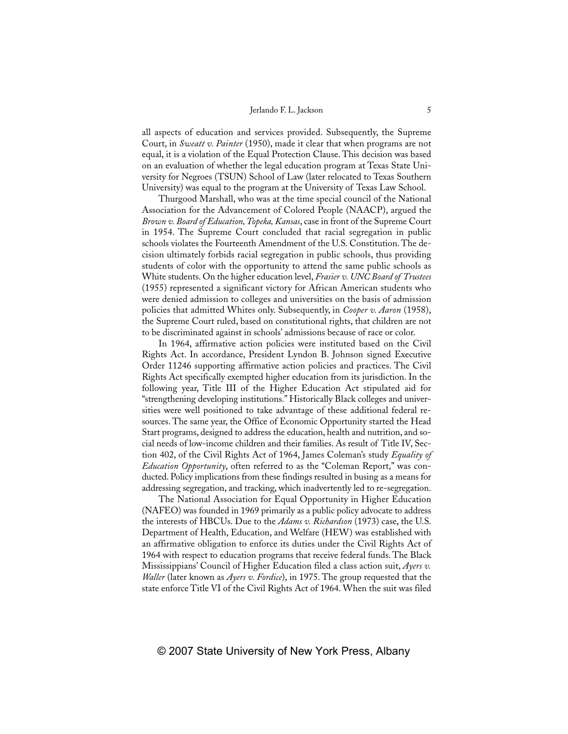all aspects of education and services provided. Subsequently, the Supreme Court, in *Sweatt v. Painter* (1950), made it clear that when programs are not equal, it is a violation of the Equal Protection Clause. This decision was based on an evaluation of whether the legal education program at Texas State University for Negroes (TSUN) School of Law (later relocated to Texas Southern University) was equal to the program at the University of Texas Law School.

Thurgood Marshall, who was at the time special council of the National Association for the Advancement of Colored People (NAACP), argued the *Brown v. Board of Education, Topeka, Kansas*, case in front of the Supreme Court in 1954. The Supreme Court concluded that racial segregation in public schools violates the Fourteenth Amendment of the U.S. Constitution. The decision ultimately forbids racial segregation in public schools, thus providing students of color with the opportunity to attend the same public schools as White students. On the higher education level, *Frasier v. UNC Board of Trustees* (1955) represented a significant victory for African American students who were denied admission to colleges and universities on the basis of admission policies that admitted Whites only. Subsequently, in *Cooper v. Aaron* (1958), the Supreme Court ruled, based on constitutional rights, that children are not to be discriminated against in schools' admissions because of race or color.

In 1964, affirmative action policies were instituted based on the Civil Rights Act. In accordance, President Lyndon B. Johnson signed Executive Order 11246 supporting affirmative action policies and practices. The Civil Rights Act specifically exempted higher education from its jurisdiction. In the following year, Title III of the Higher Education Act stipulated aid for "strengthening developing institutions." Historically Black colleges and universities were well positioned to take advantage of these additional federal resources. The same year, the Office of Economic Opportunity started the Head Start programs, designed to address the education, health and nutrition, and social needs of low-income children and their families. As result of Title IV, Section 402, of the Civil Rights Act of 1964, James Coleman's study *Equality of Education Opportunity*, often referred to as the "Coleman Report," was conducted. Policy implications from these findings resulted in busing as a means for addressing segregation, and tracking, which inadvertently led to re-segregation.

The National Association for Equal Opportunity in Higher Education (NAFEO) was founded in 1969 primarily as a public policy advocate to address the interests of HBCUs. Due to the *Adams v. Richardson* (1973) case, the U.S. Department of Health, Education, and Welfare (HEW) was established with an affirmative obligation to enforce its duties under the Civil Rights Act of 1964 with respect to education programs that receive federal funds. The Black Mississippians' Council of Higher Education filed a class action suit, *Ayers v. Waller* (later known as *Ayers v. Fordice*), in 1975. The group requested that the state enforce Title VI of the Civil Rights Act of 1964. When the suit was filed

© 2007 State University of New York Press, Albany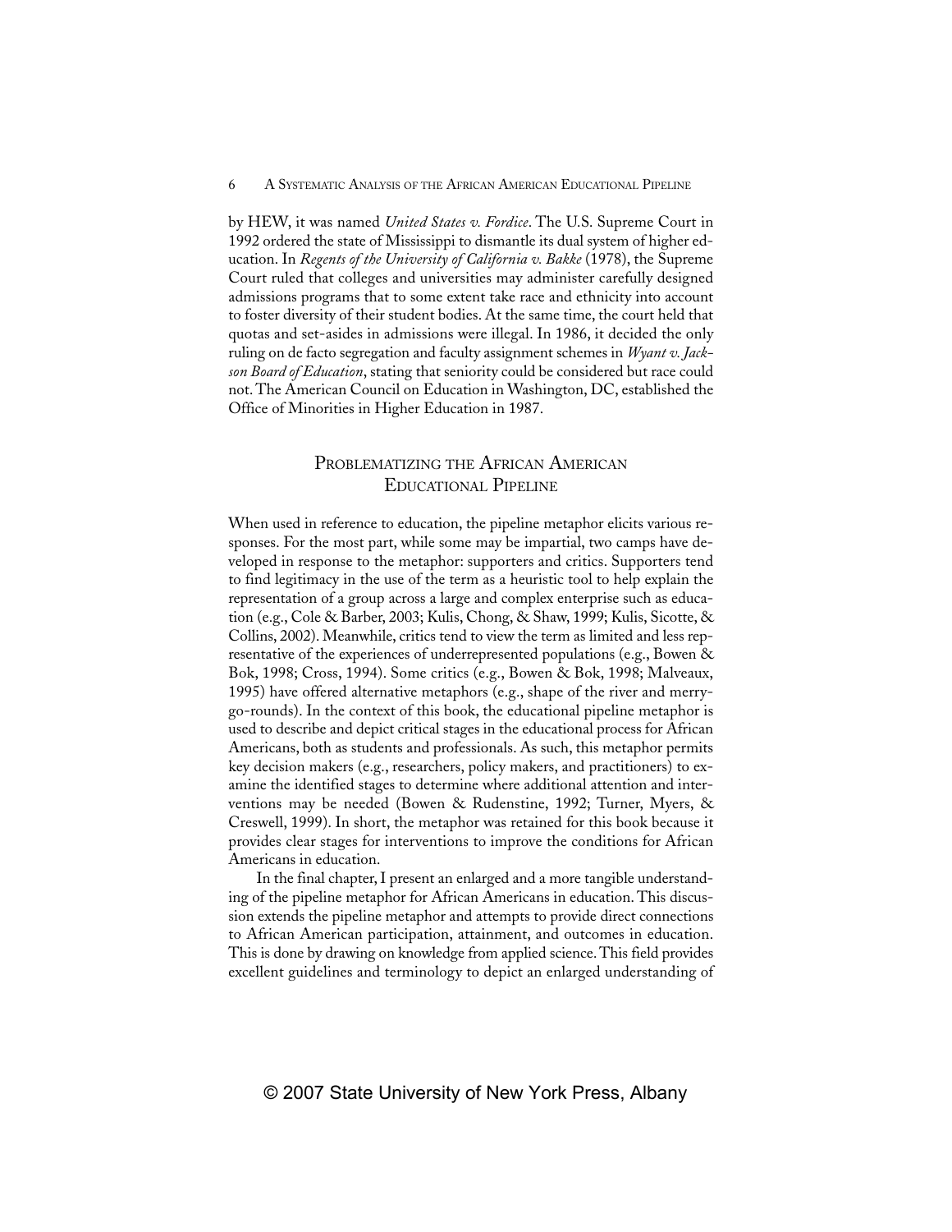by HEW, it was named *United States v. Fordice*. The U.S. Supreme Court in 1992 ordered the state of Mississippi to dismantle its dual system of higher education. In *Regents of the University of California v. Bakke* (1978), the Supreme Court ruled that colleges and universities may administer carefully designed admissions programs that to some extent take race and ethnicity into account to foster diversity of their student bodies. At the same time, the court held that quotas and set-asides in admissions were illegal. In 1986, it decided the only ruling on de facto segregation and faculty assignment schemes in *Wyant v. Jackson Board of Education*, stating that seniority could be considered but race could not. The American Council on Education in Washington, DC, established the Office of Minorities in Higher Education in 1987.

## Problematizing the African American Educational Pipeline

When used in reference to education, the pipeline metaphor elicits various responses. For the most part, while some may be impartial, two camps have developed in response to the metaphor: supporters and critics. Supporters tend to find legitimacy in the use of the term as a heuristic tool to help explain the representation of a group across a large and complex enterprise such as education (e.g., Cole & Barber, 2003; Kulis, Chong, & Shaw, 1999; Kulis, Sicotte, & Collins, 2002). Meanwhile, critics tend to view the term as limited and less representative of the experiences of underrepresented populations (e.g., Bowen & Bok, 1998; Cross, 1994). Some critics (e.g., Bowen & Bok, 1998; Malveaux, 1995) have offered alternative metaphors (e.g., shape of the river and merry-go-rounds). In the context of this book, the educational pipeline metaphor is used to describe and depict critical stages in the educational process for African Americans, both as students and professionals. As such, this metaphor permits key decision makers (e.g., researchers, policy makers, and practitioners) to examine the identified stages to determine where additional attention and interventions may be needed (Bowen & Rudenstine, 1992; Turner, Myers, & Creswell, 1999). In short, the metaphor was retained for this book because it provides clear stages for interventions to improve the conditions for African Americans in education.

In the final chapter, I present an enlarged and a more tangible understanding of the pipeline metaphor for African Americans in education. This discussion extends the pipeline metaphor and attempts to provide direct connections to African American participation, attainment, and outcomes in education. This is done by drawing on knowledge from applied science. This field provides excellent guidelines and terminology to depict an enlarged understanding of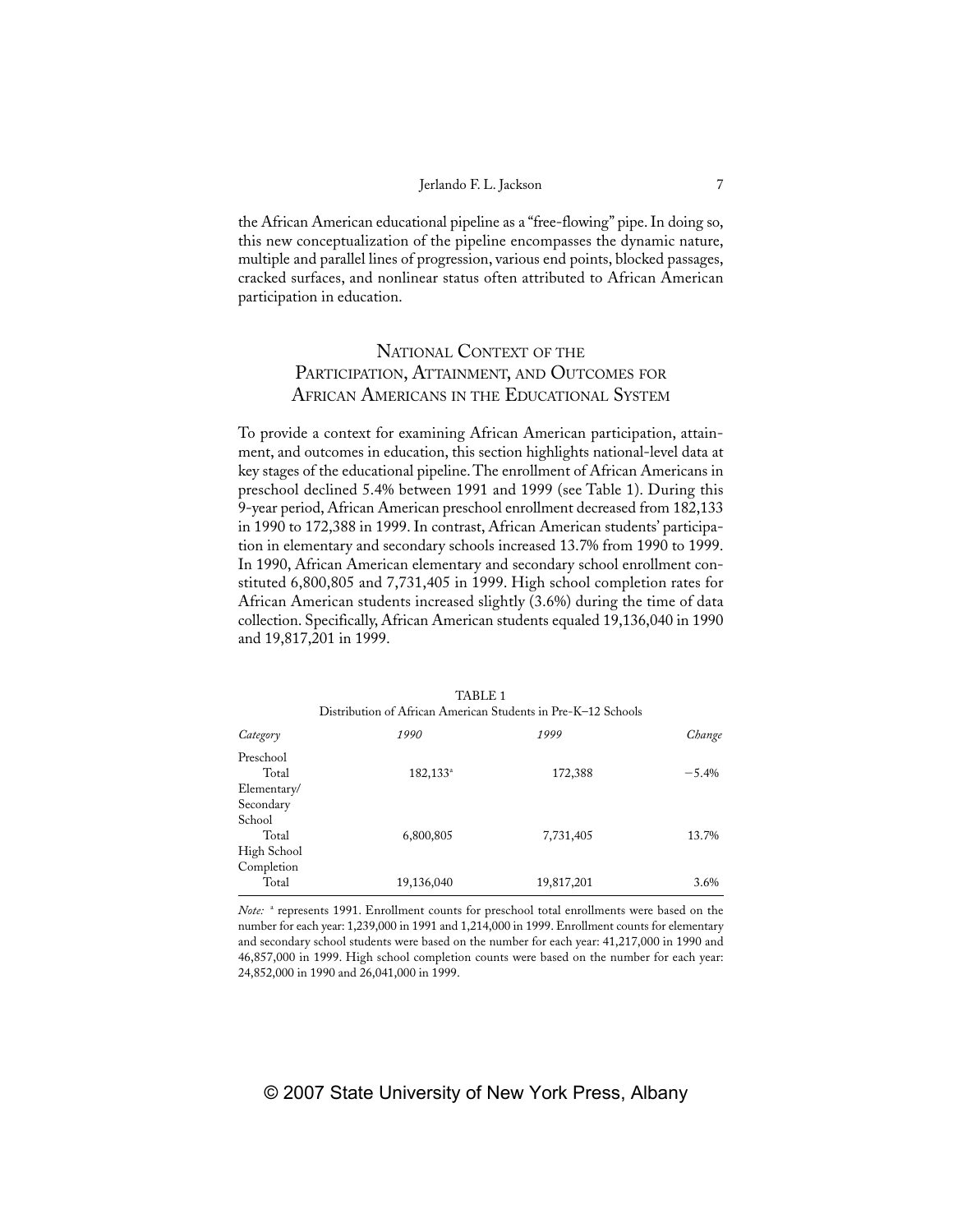the African American educational pipeline as a "free-flowing" pipe. In doing so, this new conceptualization of the pipeline encompasses the dynamic nature, multiple and parallel lines of progression, various end points, blocked passages, cracked surfaces, and nonlinear status often attributed to African American participation in education.

## National Context of the Participation, Attainment, and Outcomes for African Americans in the Educational System

To provide a context for examining African American participation, attainment, and outcomes in education, this section highlights national-level data at key stages of the educational pipeline. The enrollment of African Americans in preschool declined 5.4% between 1991 and 1999 (see Table 1). During this 9-year period, African American preschool enrollment decreased from 182,133 in 1990 to 172,388 in 1999. In contrast, African American students' participation in elementary and secondary schools increased 13.7% from 1990 to 1999. In 1990, African American elementary and secondary school enrollment constituted 6,800,805 and 7,731,405 in 1999. High school completion rates for African American students increased slightly (3.6%) during the time of data collection. Specifically, African American students equaled 19,136,040 in 1990 and 19,817,201 in 1999.

TABLE 1
Distribution of African American Students in Pre-K–12 Schools

| *Category* | *1990* | *1999* | *Change* |
|---|---|---|---|
| Preschool | | | |
| Total | 182,133[a] | 172,388 | −5.4% |
| Elementary/ Secondary School | | | |
| Total | 6,800,805 | 7,731,405 | 13.7% |
| High School Completion | | | |
| Total | 19,136,040 | 19,817,201 | 3.6% |

*Note:* [a] represents 1991. Enrollment counts for preschool total enrollments were based on the number for each year: 1,239,000 in 1991 and 1,214,000 in 1999. Enrollment counts for elementary and secondary school students were based on the number for each year: 41,217,000 in 1990 and 46,857,000 in 1999. High school completion counts were based on the number for each year: 24,852,000 in 1990 and 26,041,000 in 1999.

© 2007 State University of New York Press, Albany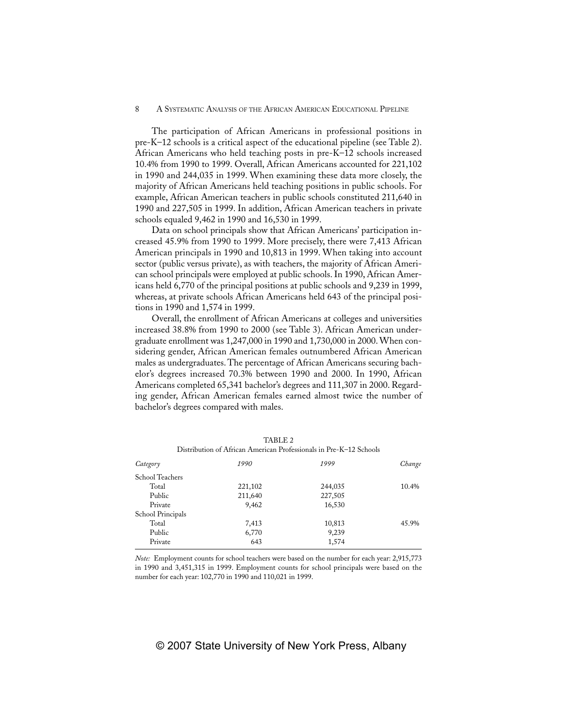The participation of African Americans in professional positions in pre-K–12 schools is a critical aspect of the educational pipeline (see Table 2). African Americans who held teaching posts in pre-K–12 schools increased 10.4% from 1990 to 1999. Overall, African Americans accounted for 221,102 in 1990 and 244,035 in 1999. When examining these data more closely, the majority of African Americans held teaching positions in public schools. For example, African American teachers in public schools constituted 211,640 in 1990 and 227,505 in 1999. In addition, African American teachers in private schools equaled 9,462 in 1990 and 16,530 in 1999.

Data on school principals show that African Americans' participation increased 45.9% from 1990 to 1999. More precisely, there were 7,413 African American principals in 1990 and 10,813 in 1999. When taking into account sector (public versus private), as with teachers, the majority of African American school principals were employed at public schools. In 1990, African Americans held 6,770 of the principal positions at public schools and 9,239 in 1999, whereas, at private schools African Americans held 643 of the principal positions in 1990 and 1,574 in 1999.

Overall, the enrollment of African Americans at colleges and universities increased 38.8% from 1990 to 2000 (see Table 3). African American undergraduate enrollment was 1,247,000 in 1990 and 1,730,000 in 2000. When considering gender, African American females outnumbered African American males as undergraduates. The percentage of African Americans securing bachelor's degrees increased 70.3% between 1990 and 2000. In 1990, African Americans completed 65,341 bachelor's degrees and 111,307 in 2000. Regarding gender, African American females earned almost twice the number of bachelor's degrees compared with males.

TABLE 2
Distribution of African American Professionals in Pre-K–12 Schools

| *Category* | *1990* | *1999* | *Change* |
|---|---|---|---|
| School Teachers | | | |
| Total | 221,102 | 244,035 | 10.4% |
| Public | 211,640 | 227,505 | |
| Private | 9,462 | 16,530 | |
| School Principals | | | |
| Total | 7,413 | 10,813 | 45.9% |
| Public | 6,770 | 9,239 | |
| Private | 643 | 1,574 | |

*Note:* Employment counts for school teachers were based on the number for each year: 2,915,773 in 1990 and 3,451,315 in 1999. Employment counts for school principals were based on the number for each year: 102,770 in 1990 and 110,021 in 1999.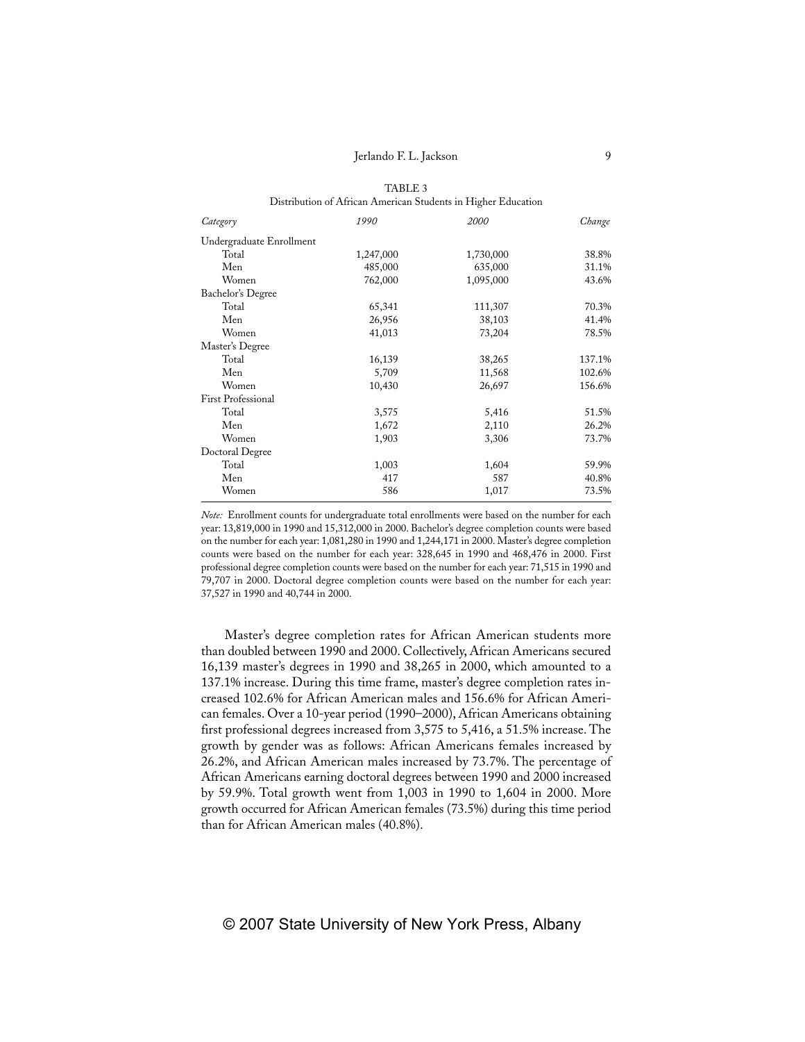TABLE 3
Distribution of African American Students in Higher Education

| *Category* | *1990* | *2000* | *Change* |
|---|---|---|---|
| Undergraduate Enrollment | | | |
| Total | 1,247,000 | 1,730,000 | 38.8% |
| Men | 485,000 | 635,000 | 31.1% |
| Women | 762,000 | 1,095,000 | 43.6% |
| Bachelor's Degree | | | |
| Total | 65,341 | 111,307 | 70.3% |
| Men | 26,956 | 38,103 | 41.4% |
| Women | 41,013 | 73,204 | 78.5% |
| Master's Degree | | | |
| Total | 16,139 | 38,265 | 137.1% |
| Men | 5,709 | 11,568 | 102.6% |
| Women | 10,430 | 26,697 | 156.6% |
| First Professional | | | |
| Total | 3,575 | 5,416 | 51.5% |
| Men | 1,672 | 2,110 | 26.2% |
| Women | 1,903 | 3,306 | 73.7% |
| Doctoral Degree | | | |
| Total | 1,003 | 1,604 | 59.9% |
| Men | 417 | 587 | 40.8% |
| Women | 586 | 1,017 | 73.5% |

*Note:* Enrollment counts for undergraduate total enrollments were based on the number for each year: 13,819,000 in 1990 and 15,312,000 in 2000. Bachelor's degree completion counts were based on the number for each year: 1,081,280 in 1990 and 1,244,171 in 2000. Master's degree completion counts were based on the number for each year: 328,645 in 1990 and 468,476 in 2000. First professional degree completion counts were based on the number for each year: 71,515 in 1990 and 79,707 in 2000. Doctoral degree completion counts were based on the number for each year: 37,527 in 1990 and 40,744 in 2000.

Master's degree completion rates for African American students more than doubled between 1990 and 2000. Collectively, African Americans secured 16,139 master's degrees in 1990 and 38,265 in 2000, which amounted to a 137.1% increase. During this time frame, master's degree completion rates increased 102.6% for African American males and 156.6% for African American females. Over a 10-year period (1990–2000), African Americans obtaining first professional degrees increased from 3,575 to 5,416, a 51.5% increase. The growth by gender was as follows: African Americans females increased by 26.2%, and African American males increased by 73.7%. The percentage of African Americans earning doctoral degrees between 1990 and 2000 increased by 59.9%. Total growth went from 1,003 in 1990 to 1,604 in 2000. More growth occurred for African American females (73.5%) during this time period than for African American males (40.8%).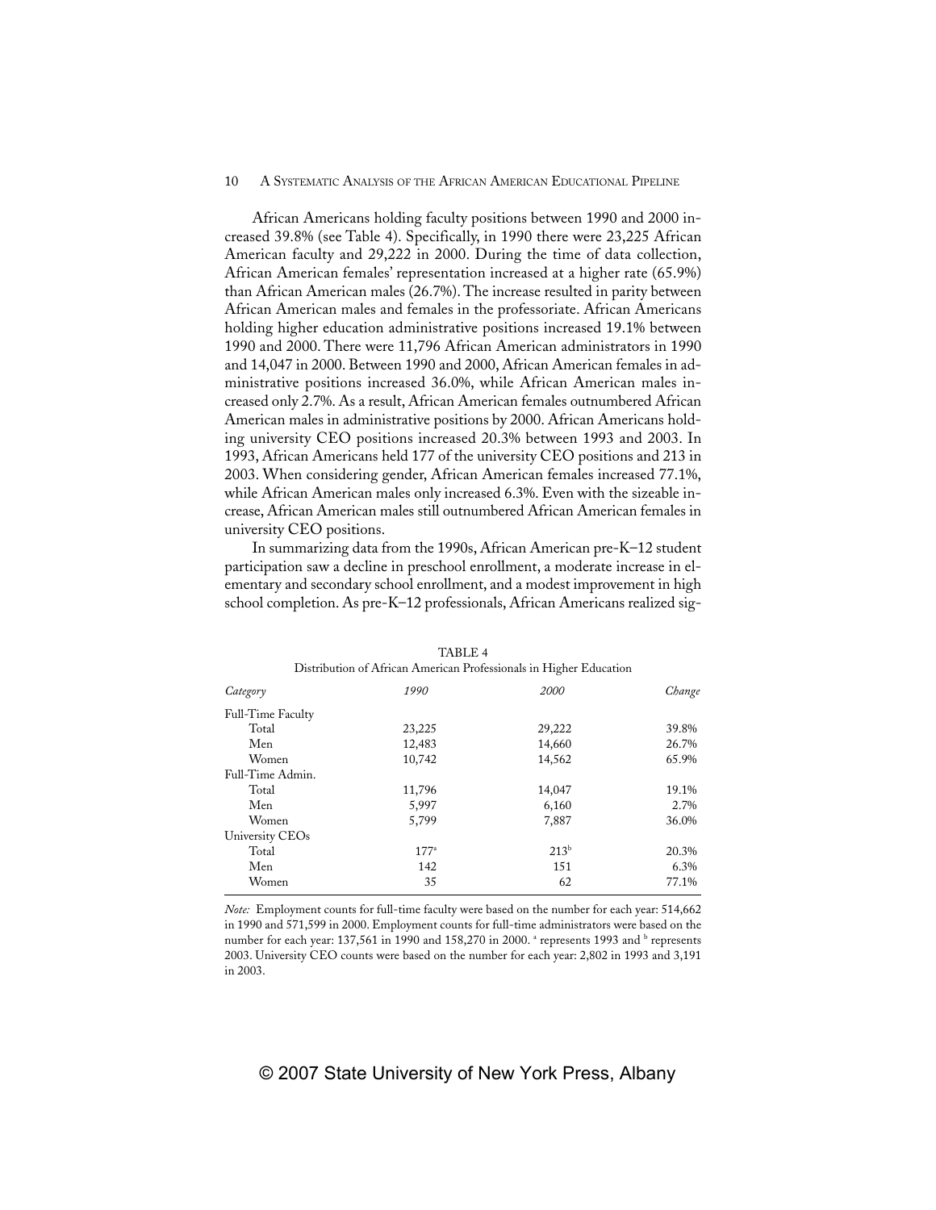African Americans holding faculty positions between 1990 and 2000 increased 39.8% (see Table 4). Specifically, in 1990 there were 23,225 African American faculty and 29,222 in 2000. During the time of data collection, African American females' representation increased at a higher rate (65.9%) than African American males (26.7%). The increase resulted in parity between African American males and females in the professoriate. African Americans holding higher education administrative positions increased 19.1% between 1990 and 2000. There were 11,796 African American administrators in 1990 and 14,047 in 2000. Between 1990 and 2000, African American females in administrative positions increased 36.0%, while African American males increased only 2.7%. As a result, African American females outnumbered African American males in administrative positions by 2000. African Americans holding university CEO positions increased 20.3% between 1993 and 2003. In 1993, African Americans held 177 of the university CEO positions and 213 in 2003. When considering gender, African American females increased 77.1%, while African American males only increased 6.3%. Even with the sizeable increase, African American males still outnumbered African American females in university CEO positions.

In summarizing data from the 1990s, African American pre-K–12 student participation saw a decline in preschool enrollment, a moderate increase in elementary and secondary school enrollment, and a modest improvement in high school completion. As pre-K–12 professionals, African Americans realized sig-

TABLE 4

Distribution of African American Professionals in Higher Education

| *Category* | *1990* | *2000* | *Change* |
|---|---|---|---|
| Full-Time Faculty | | | |
| Total | 23,225 | 29,222 | 39.8% |
| Men | 12,483 | 14,660 | 26.7% |
| Women | 10,742 | 14,562 | 65.9% |
| Full-Time Admin. | | | |
| Total | 11,796 | 14,047 | 19.1% |
| Men | 5,997 | 6,160 | 2.7% |
| Women | 5,799 | 7,887 | 36.0% |
| University CEOs | | | |
| Total | 177[a] | 213[b] | 20.3% |
| Men | 142 | 151 | 6.3% |
| Women | 35 | 62 | 77.1% |

*Note:* Employment counts for full-time faculty were based on the number for each year: 514,662 in 1990 and 571,599 in 2000. Employment counts for full-time administrators were based on the number for each year: 137,561 in 1990 and 158,270 in 2000. [a] represents 1993 and [b] represents 2003. University CEO counts were based on the number for each year: 2,802 in 1993 and 3,191 in 2003.

© 2007 State University of New York Press, Albany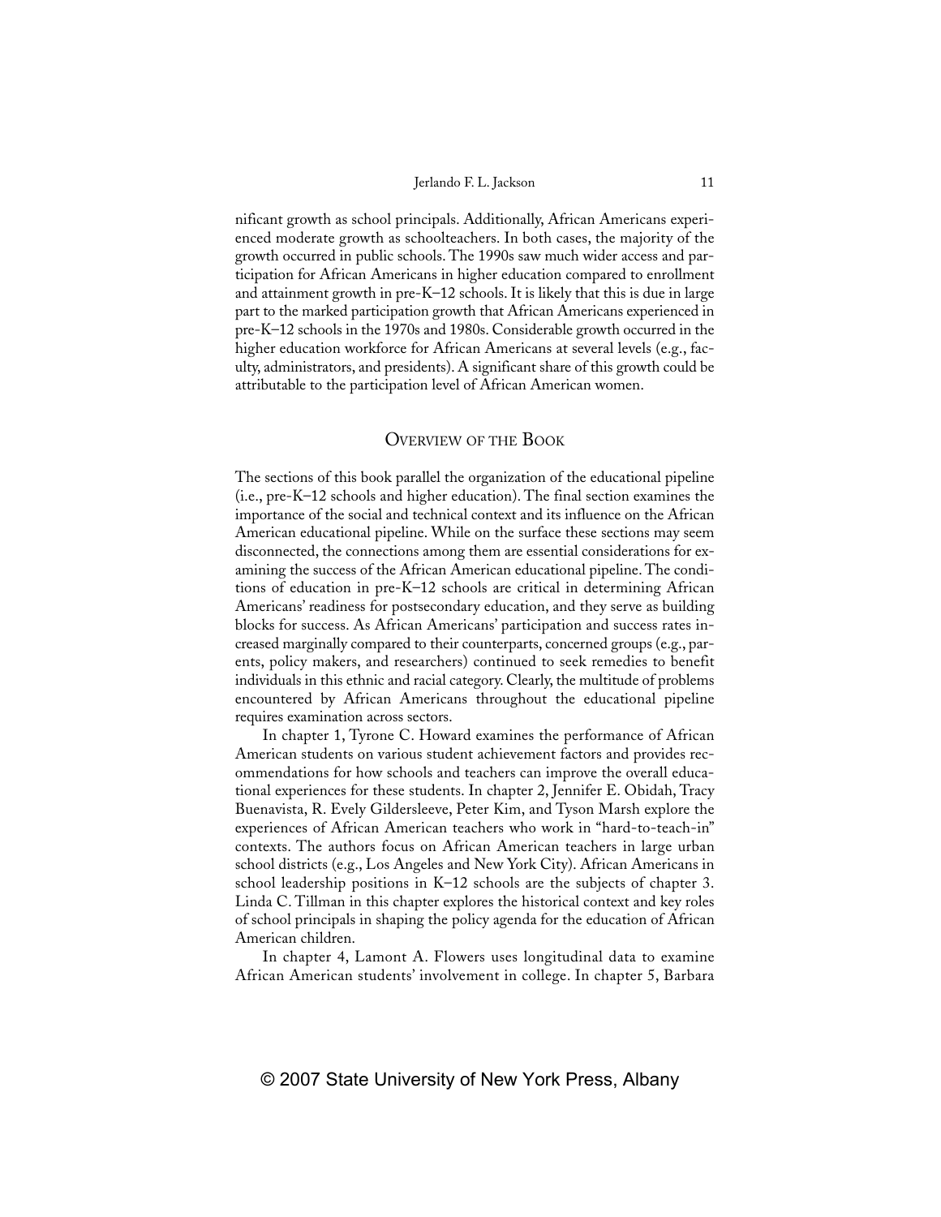nificant growth as school principals. Additionally, African Americans experienced moderate growth as schoolteachers. In both cases, the majority of the growth occurred in public schools. The 1990s saw much wider access and participation for African Americans in higher education compared to enrollment and attainment growth in pre-K–12 schools. It is likely that this is due in large part to the marked participation growth that African Americans experienced in pre-K–12 schools in the 1970s and 1980s. Considerable growth occurred in the higher education workforce for African Americans at several levels (e.g., faculty, administrators, and presidents). A significant share of this growth could be attributable to the participation level of African American women.

## Overview of the Book

The sections of this book parallel the organization of the educational pipeline (i.e., pre-K–12 schools and higher education). The final section examines the importance of the social and technical context and its influence on the African American educational pipeline. While on the surface these sections may seem disconnected, the connections among them are essential considerations for examining the success of the African American educational pipeline. The conditions of education in pre-K–12 schools are critical in determining African Americans' readiness for postsecondary education, and they serve as building blocks for success. As African Americans' participation and success rates increased marginally compared to their counterparts, concerned groups (e.g., parents, policy makers, and researchers) continued to seek remedies to benefit individuals in this ethnic and racial category. Clearly, the multitude of problems encountered by African Americans throughout the educational pipeline requires examination across sectors.

In chapter 1, Tyrone C. Howard examines the performance of African American students on various student achievement factors and provides recommendations for how schools and teachers can improve the overall educational experiences for these students. In chapter 2, Jennifer E. Obidah, Tracy Buenavista, R. Evely Gildersleeve, Peter Kim, and Tyson Marsh explore the experiences of African American teachers who work in "hard-to-teach-in" contexts. The authors focus on African American teachers in large urban school districts (e.g., Los Angeles and New York City). African Americans in school leadership positions in K–12 schools are the subjects of chapter 3. Linda C. Tillman in this chapter explores the historical context and key roles of school principals in shaping the policy agenda for the education of African American children.

In chapter 4, Lamont A. Flowers uses longitudinal data to examine African American students' involvement in college. In chapter 5, Barbara

© 2007 State University of New York Press, Albany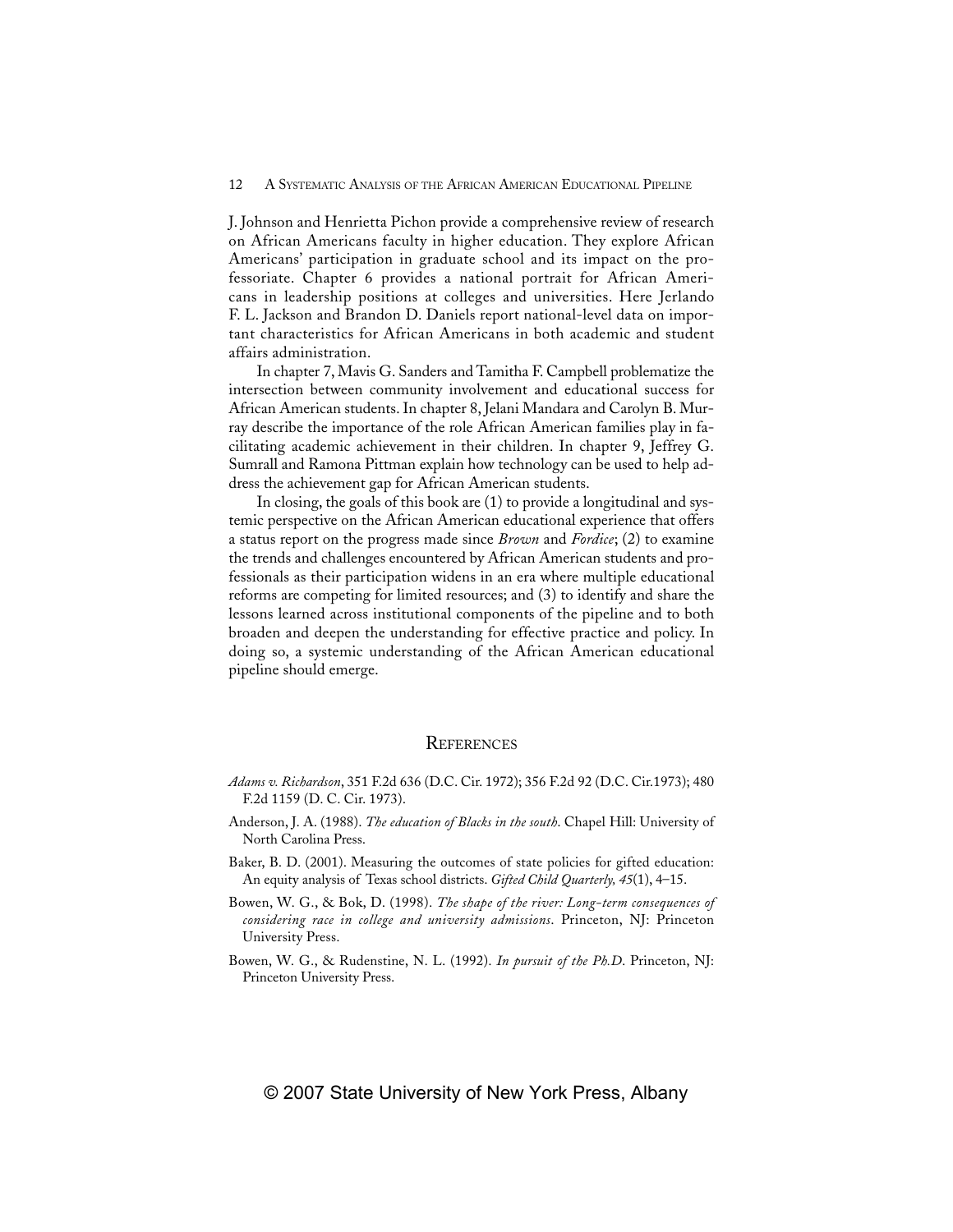J. Johnson and Henrietta Pichon provide a comprehensive review of research on African Americans faculty in higher education. They explore African Americans' participation in graduate school and its impact on the professoriate. Chapter 6 provides a national portrait for African Americans in leadership positions at colleges and universities. Here Jerlando F. L. Jackson and Brandon D. Daniels report national-level data on important characteristics for African Americans in both academic and student affairs administration.

In chapter 7, Mavis G. Sanders and Tamitha F. Campbell problematize the intersection between community involvement and educational success for African American students. In chapter 8, Jelani Mandara and Carolyn B. Murray describe the importance of the role African American families play in facilitating academic achievement in their children. In chapter 9, Jeffrey G. Sumrall and Ramona Pittman explain how technology can be used to help address the achievement gap for African American students.

In closing, the goals of this book are (1) to provide a longitudinal and systemic perspective on the African American educational experience that offers a status report on the progress made since *Brown* and *Fordice*; (2) to examine the trends and challenges encountered by African American students and professionals as their participation widens in an era where multiple educational reforms are competing for limited resources; and (3) to identify and share the lessons learned across institutional components of the pipeline and to both broaden and deepen the understanding for effective practice and policy. In doing so, a systemic understanding of the African American educational pipeline should emerge.

## References

*Adams v. Richardson*, 351 F.2d 636 (D.C. Cir. 1972); 356 F.2d 92 (D.C. Cir.1973); 480 F.2d 1159 (D. C. Cir. 1973).

Anderson, J. A. (1988). *The education of Blacks in the south*. Chapel Hill: University of North Carolina Press.

Baker, B. D. (2001). Measuring the outcomes of state policies for gifted education: An equity analysis of Texas school districts. *Gifted Child Quarterly, 45*(1), 4–15.

Bowen, W. G., & Bok, D. (1998). *The shape of the river: Long-term consequences of considering race in college and university admissions*. Princeton, NJ: Princeton University Press.

Bowen, W. G., & Rudenstine, N. L. (1992). *In pursuit of the Ph.D.* Princeton, NJ: Princeton University Press.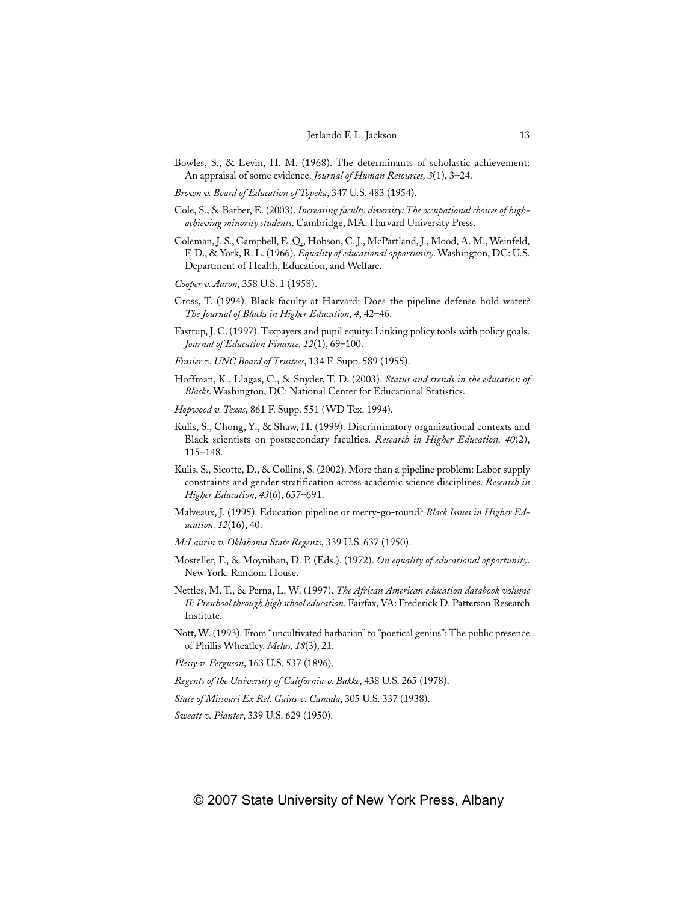Bowles, S., & Levin, H. M. (1968). The determinants of scholastic achievement: An appraisal of some evidence. *Journal of Human Resources, 3*(1), 3–24.

*Brown v. Board of Education of Topeka*, 347 U.S. 483 (1954).

Cole, S., & Barber, E. (2003). *Increasing faculty diversity: The occupational choices of high-achieving minority students*. Cambridge, MA: Harvard University Press.

Coleman, J. S., Campbell, E. Q., Hobson, C. J., McPartland, J., Mood, A. M., Weinfeld, F. D., & York, R. L. (1966). *Equality of educational opportunity*. Washington, DC: U.S. Department of Health, Education, and Welfare.

*Cooper v. Aaron*, 358 U.S. 1 (1958).

Cross, T. (1994). Black faculty at Harvard: Does the pipeline defense hold water? *The Journal of Blacks in Higher Education, 4*, 42–46.

Fastrup, J. C. (1997). Taxpayers and pupil equity: Linking policy tools with policy goals. *Journal of Education Finance, 12*(1), 69–100.

*Frasier v. UNC Board of Trustees*, 134 F. Supp. 589 (1955).

Hoffman, K., Llagas, C., & Snyder, T. D. (2003). *Status and trends in the education of Blacks*. Washington, DC: National Center for Educational Statistics.

*Hopwood v. Texas*, 861 F. Supp. 551 (WD Tex. 1994).

Kulis, S., Chong, Y., & Shaw, H. (1999). Discriminatory organizational contexts and Black scientists on postsecondary faculties. *Research in Higher Education, 40*(2), 115–148.

Kulis, S., Sicotte, D., & Collins, S. (2002). More than a pipeline problem: Labor supply constraints and gender stratification across academic science disciplines. *Research in Higher Education, 43*(6), 657–691.

Malveaux, J. (1995). Education pipeline or merry-go-round? *Black Issues in Higher Education, 12*(16), 40.

*McLaurin v. Oklahoma State Regents*, 339 U.S. 637 (1950).

Mosteller, F., & Moynihan, D. P. (Eds.). (1972). *On equality of educational opportunity*. New York: Random House.

Nettles, M. T., & Perna, L. W. (1997). *The African American education databook volume II: Preschool through high school education*. Fairfax, VA: Frederick D. Patterson Research Institute.

Nott, W. (1993). From "uncultivated barbarian" to "poetical genius": The public presence of Phillis Wheatley. *Melus, 18*(3), 21.

*Plessy v. Ferguson*, 163 U.S. 537 (1896).

*Regents of the University of California v. Bakke*, 438 U.S. 265 (1978).

*State of Missouri Ex Rel. Gains v. Canada*, 305 U.S. 337 (1938).

*Sweatt v. Pianter*, 339 U.S. 629 (1950).

© 2007 State University of New York Press, Albany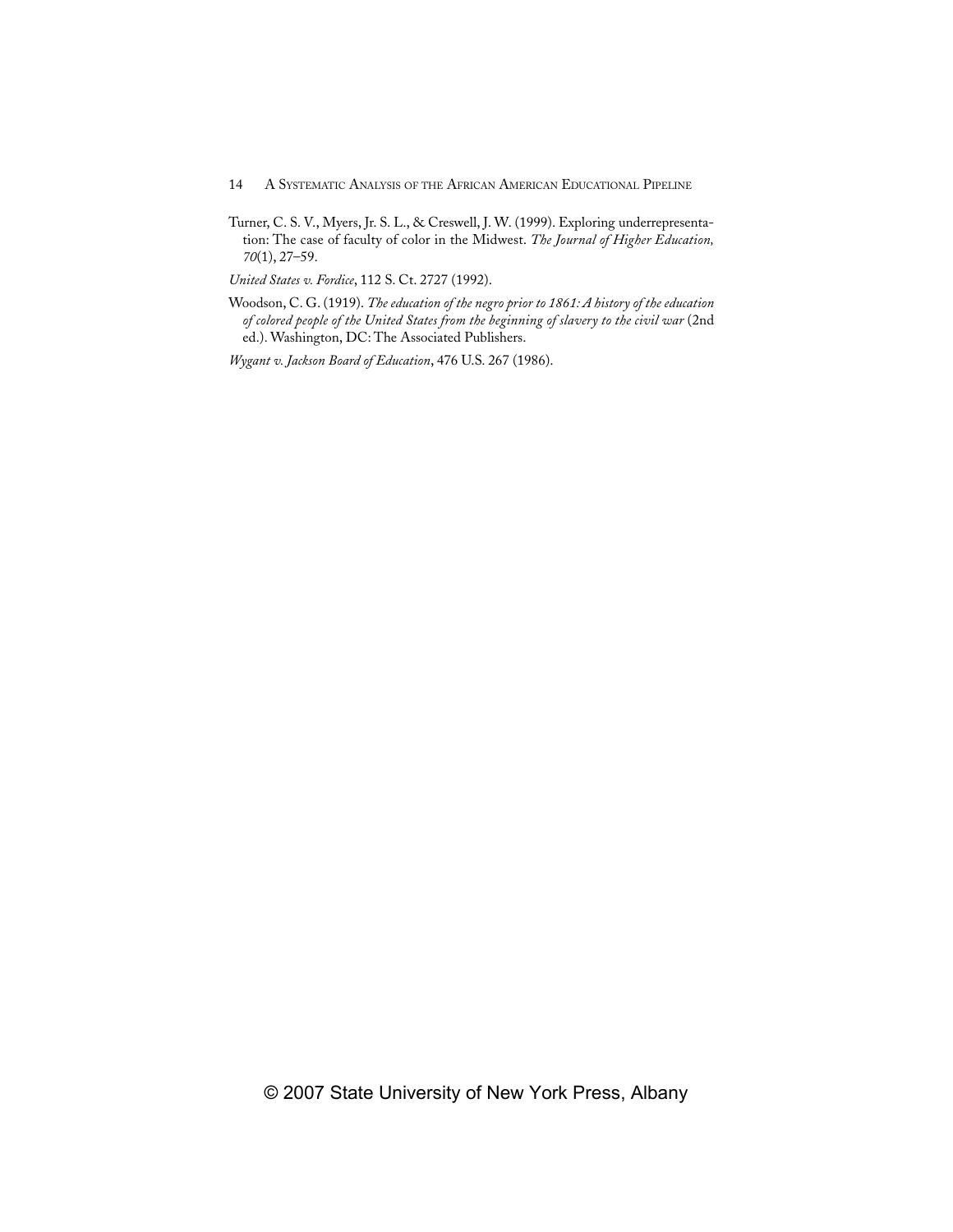Turner, C. S. V., Myers, Jr. S. L., & Creswell, J. W. (1999). Exploring underrepresentation: The case of faculty of color in the Midwest. *The Journal of Higher Education, 70*(1), 27–59.

*United States v. Fordice*, 112 S. Ct. 2727 (1992).

Woodson, C. G. (1919). *The education of the negro prior to 1861: A history of the education of colored people of the United States from the beginning of slavery to the civil war* (2nd ed.). Washington, DC: The Associated Publishers.

*Wygant v. Jackson Board of Education*, 476 U.S. 267 (1986).

© 2007 State University of New York Press, Albany